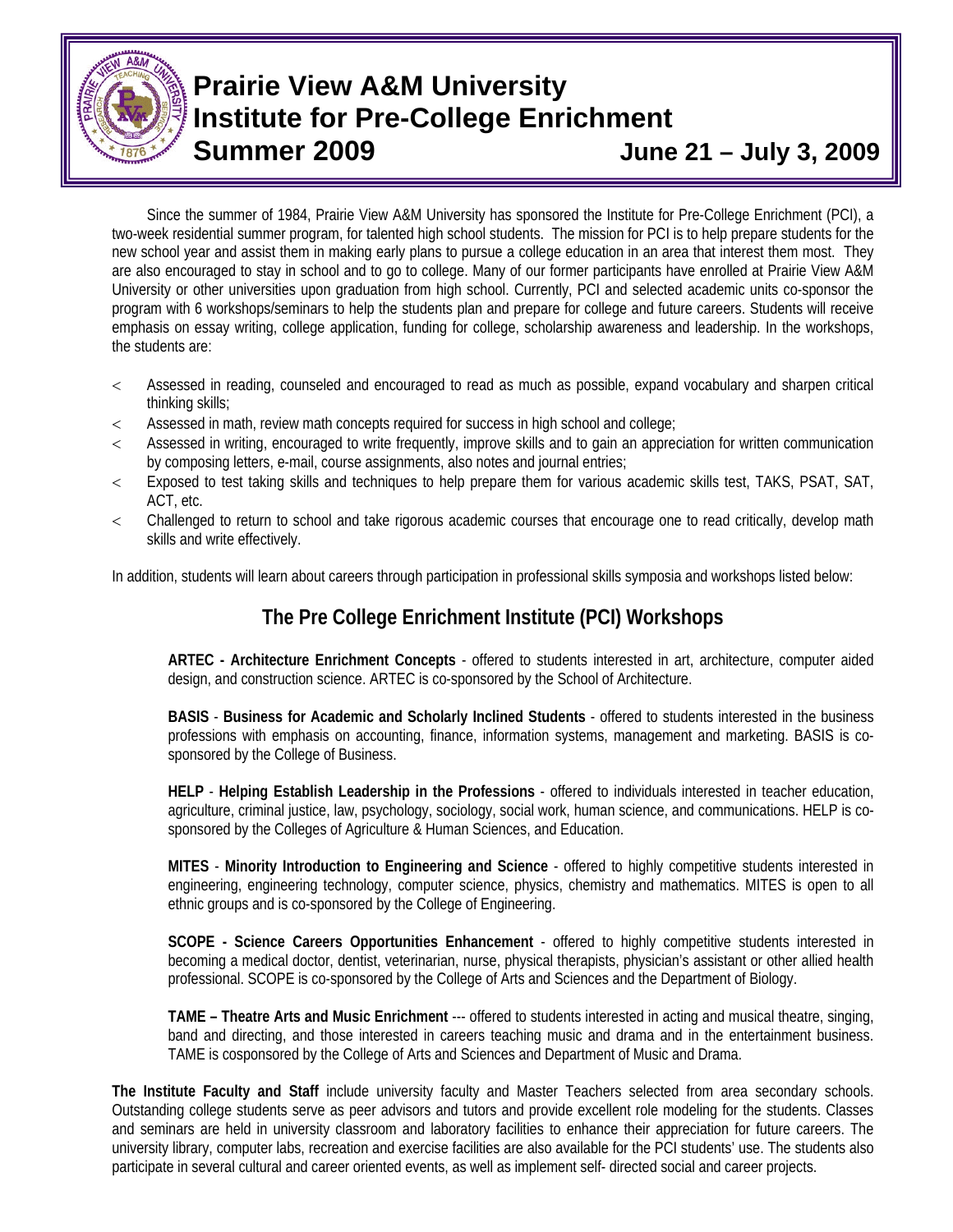# Prairie View A&M University
# Institute for Pre-College Enrichment
## Summer 2009 June 21 – July 3, 2009

Since the summer of 1984, Prairie View A&M University has sponsored the Institute for Pre-College Enrichment (PCI), a two-week residential summer program, for talented high school students. The mission for PCI is to help prepare students for the new school year and assist them in making early plans to pursue a college education in an area that interest them most. They are also encouraged to stay in school and to go to college. Many of our former participants have enrolled at Prairie View A&M University or other universities upon graduation from high school. Currently, PCI and selected academic units co-sponsor the program with 6 workshops/seminars to help the students plan and prepare for college and future careers. Students will receive emphasis on essay writing, college application, funding for college, scholarship awareness and leadership. In the workshops, the students are:

- Assessed in reading, counseled and encouraged to read as much as possible, expand vocabulary and sharpen critical thinking skills;
- Assessed in math, review math concepts required for success in high school and college;
- Assessed in writing, encouraged to write frequently, improve skills and to gain an appreciation for written communication by composing letters, e-mail, course assignments, also notes and journal entries;
- Exposed to test taking skills and techniques to help prepare them for various academic skills test, TAKS, PSAT, SAT, ACT, etc.
- Challenged to return to school and take rigorous academic courses that encourage one to read critically, develop math skills and write effectively.

In addition, students will learn about careers through participation in professional skills symposia and workshops listed below:

## The Pre College Enrichment Institute (PCI) Workshops

**ARTEC - Architecture Enrichment Concepts** - offered to students interested in art, architecture, computer aided design, and construction science. ARTEC is co-sponsored by the School of Architecture.

**BASIS** - **Business for Academic and Scholarly Inclined Students** - offered to students interested in the business professions with emphasis on accounting, finance, information systems, management and marketing. BASIS is co-sponsored by the College of Business.

**HELP** - **Helping Establish Leadership in the Professions** - offered to individuals interested in teacher education, agriculture, criminal justice, law, psychology, sociology, social work, human science, and communications. HELP is co-sponsored by the Colleges of Agriculture & Human Sciences, and Education.

**MITES** - **Minority Introduction to Engineering and Science** - offered to highly competitive students interested in engineering, engineering technology, computer science, physics, chemistry and mathematics. MITES is open to all ethnic groups and is co-sponsored by the College of Engineering.

**SCOPE - Science Careers Opportunities Enhancement** - offered to highly competitive students interested in becoming a medical doctor, dentist, veterinarian, nurse, physical therapists, physician's assistant or other allied health professional. SCOPE is co-sponsored by the College of Arts and Sciences and the Department of Biology.

**TAME – Theatre Arts and Music Enrichment** --- offered to students interested in acting and musical theatre, singing, band and directing, and those interested in careers teaching music and drama and in the entertainment business. TAME is cosponsored by the College of Arts and Sciences and Department of Music and Drama.

**The Institute Faculty and Staff** include university faculty and Master Teachers selected from area secondary schools. Outstanding college students serve as peer advisors and tutors and provide excellent role modeling for the students. Classes and seminars are held in university classroom and laboratory facilities to enhance their appreciation for future careers. The university library, computer labs, recreation and exercise facilities are also available for the PCI students' use. The students also participate in several cultural and career oriented events, as well as implement self- directed social and career projects.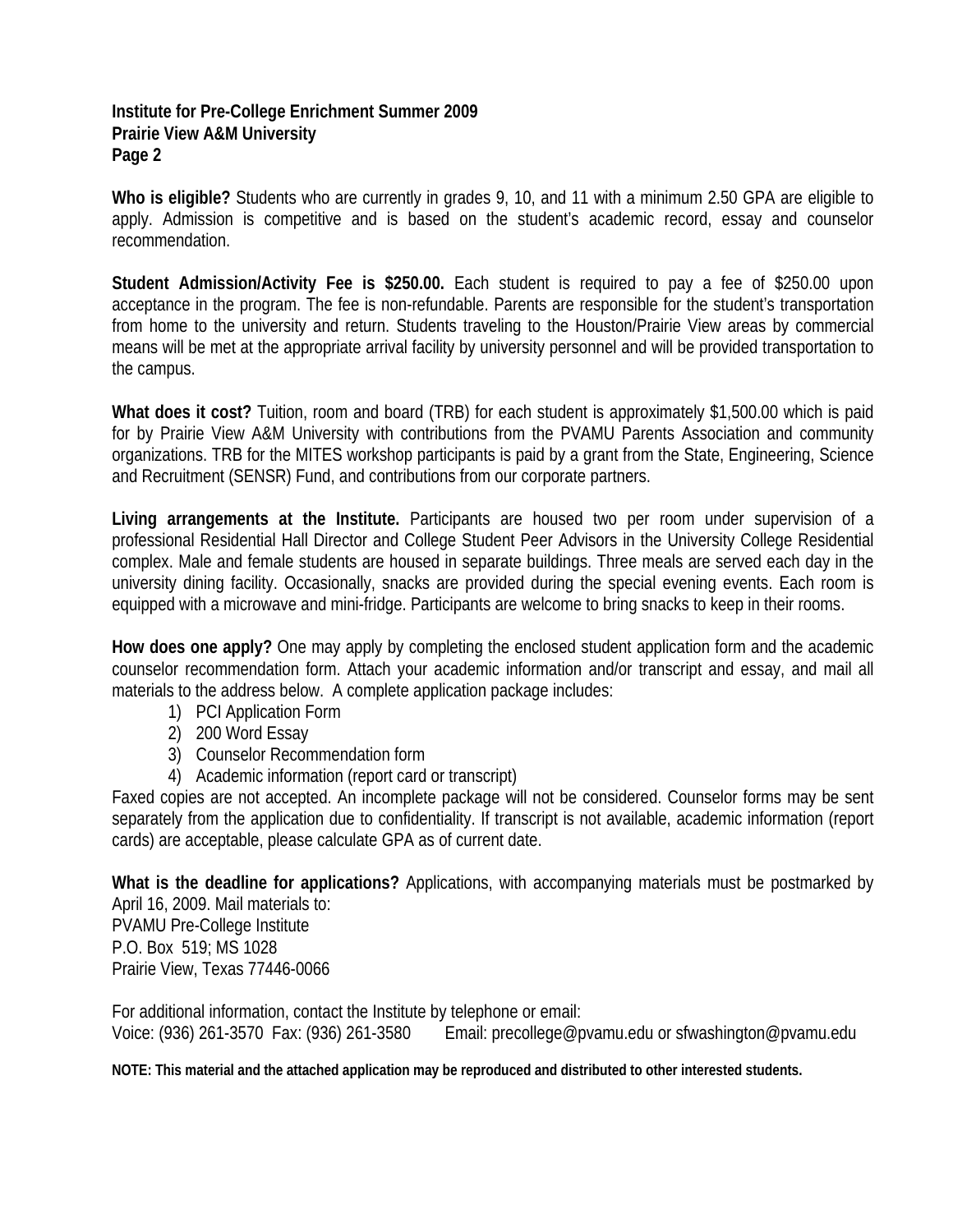**What does it cost?** Tuition, room and board (TRB) for each student is approximately $1,500.00 which is paid for by Prairie View A&M University with contributions from the PVAMU Parents Association and community organizations. TRB for the MITES workshop participants is paid by a grant from the State, Engineering, Science and Recruitment (SENSR) Fund, and contributions from our corporate partners.

**Who is eligible?** Students who are currently in grades 9, 10, and 11 with a minimum 2.50 GPA are eligible to apply. Admission is competitive and is based on the student's academic record, essay and counselor recommendation.

**Student Admission/Activity Fee is $250.00.** Each student is required to pay a fee of $250.00 upon acceptance in the program. The fee is non-refundable. Parents are responsible for the student's transportation from home to the university and return. Students traveling to the Houston/Prairie View areas by commercial means will be met at the appropriate arrival facility by university personnel and will be provided transportation to the campus.

**Living arrangements at the Institute.** Participants are housed two per room under supervision of a professional Residential Hall Director and College Student Peer Advisors in the University College Residential complex. Male and female students are housed in separate buildings. Three meals are served each day in the university dining facility. Occasionally, snacks are provided during the special evening events. Each room is equipped with a microwave and mini-fridge. Participants are welcome to bring snacks to keep in their rooms.

**How does one apply?** One may apply by completing the enclosed student application form and the academic counselor recommendation form. Attach your academic information and/or transcript and essay, and mail all materials to the address below. A complete application package includes:

1) PCI Application Form
2) 200 Word Essay
3) Counselor Recommendation form
4) Academic information (report card or transcript)

Faxed copies are not accepted. An incomplete package will not be considered. Counselor forms may be sent separately from the application due to confidentiality. If transcript is not available, academic information (report cards) are acceptable, please calculate GPA as of current date.

**What is the deadline for applications?** Applications, with accompanying materials must be postmarked by April 16, 2009. Mail materials to:

PVAMU Pre-College Institute
P.O. Box 519; MS 1028
Prairie View, Texas 77446-0066

For additional information, contact the Institute by telephone or email:
Voice: (936) 261-3570 Fax: (936) 261-3580 Email: precollege@pvamu.edu or sfwashington@pvamu.edu

**NOTE: This material and the attached application may be reproduced and distributed to other interested students.**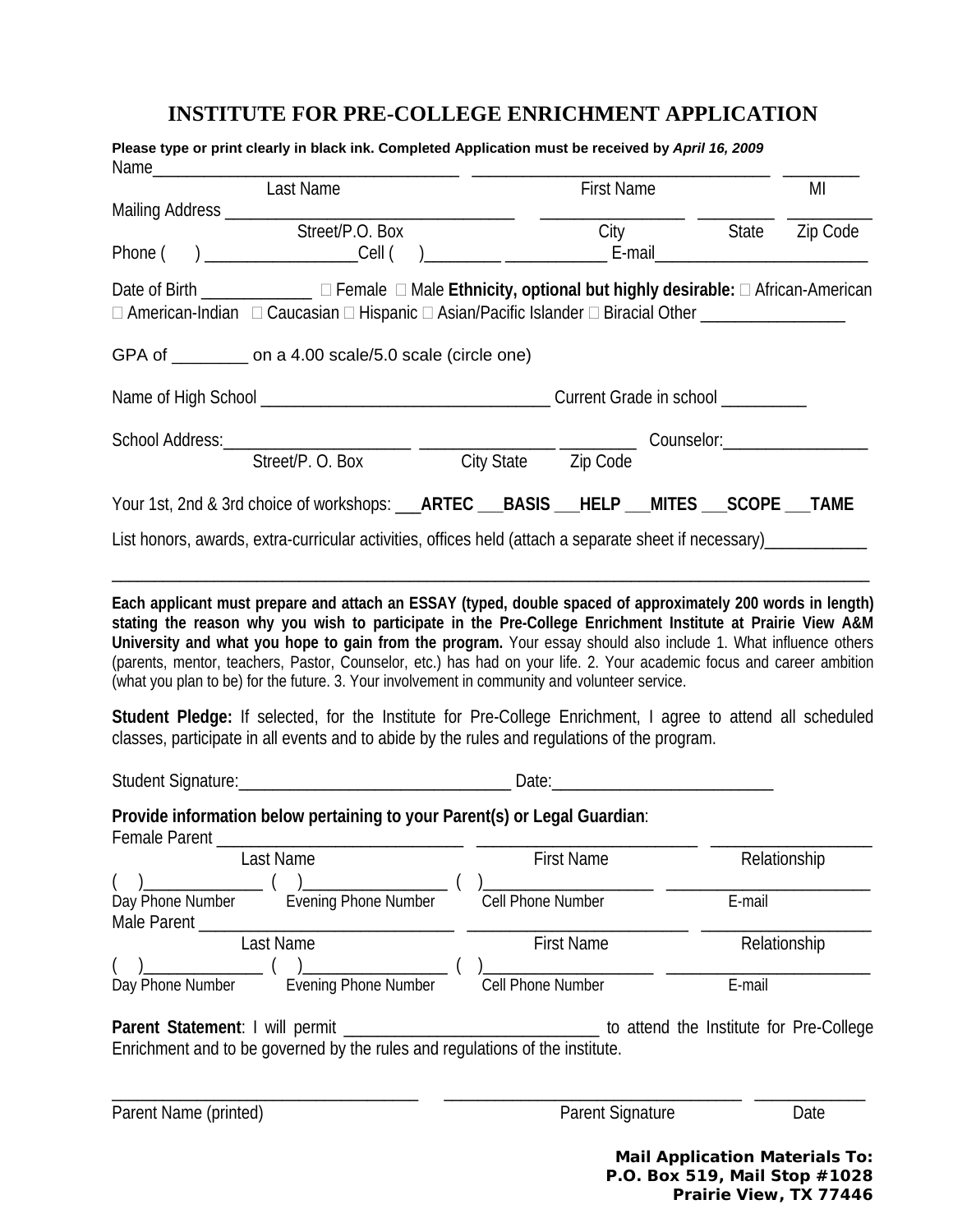# INSTITUTE FOR PRE-COLLEGE ENRICHMENT APPLICATION

**Please type or print clearly in black ink. Completed Application must be received by *April 16, 2009***

Name___________________________________ _________________________________ _________
Last Name First Name MI

Mailing Address ________________________________ ________________ ________ _________
Street/P.O. Box City State Zip Code

Phone ( ) _________________Cell ( )_________ ____________ E-mail_________________________

Date of Birth _____________ □ Female □ Male **Ethnicity, optional but highly desirable:** □ African-American □ American-Indian □ Caucasian □ Hispanic □ Asian/Pacific Islander □ Biracial Other ________________

GPA of ________ on a 4.00 scale/5.0 scale (circle one)

Name of High School __________________________________ Current Grade in school __________

School Address:_____________________ _______________ _________ Counselor:_________________
Street/P. O. Box City State Zip Code

Your 1st, 2nd & 3rd choice of workshops: ___**ARTEC** ___**BASIS** ___**HELP** ___**MITES** ___**SCOPE** ___**TAME**

List honors, awards, extra-curricular activities, offices held (attach a separate sheet if necessary)____________

_____________________________________________________________________________________

**Each applicant must prepare and attach an ESSAY (typed, double spaced of approximately 200 words in length) stating the reason why you wish to participate in the Pre-College Enrichment Institute at Prairie View A&M University and what you hope to gain from the program.** Your essay should also include 1. What influence others (parents, mentor, teachers, Pastor, Counselor, etc.) has had on your life. 2. Your academic focus and career ambition (what you plan to be) for the future. 3. Your involvement in community and volunteer service.

**Student Pledge:** If selected, for the Institute for Pre-College Enrichment, I agree to attend all scheduled classes, participate in all events and to abide by the rules and regulations of the program.

Student Signature:________________________________ Date:__________________________

**Provide information below pertaining to your Parent(s) or Legal Guardian**:

Female Parent _____________________________ _________________________ __________________
Last Name First Name Relationship

( )_____________ ( )________________ ( )___________________ ________________________
Day Phone Number Evening Phone Number Cell Phone Number E-mail

Male Parent _____________________________ _________________________ __________________
Last Name First Name Relationship

( )_____________ ( )________________ ( )___________________ ________________________
Day Phone Number Evening Phone Number Cell Phone Number E-mail

**Parent Statement**: I will permit _____________________________ to attend the Institute for Pre-College Enrichment and to be governed by the rules and regulations of the institute.

___________________________________ _________________________________ ____________
Parent Name (printed) Parent Signature Date

**Mail Application Materials To:**
**P.O. Box 519, Mail Stop #1028**
**Prairie View, TX 77446**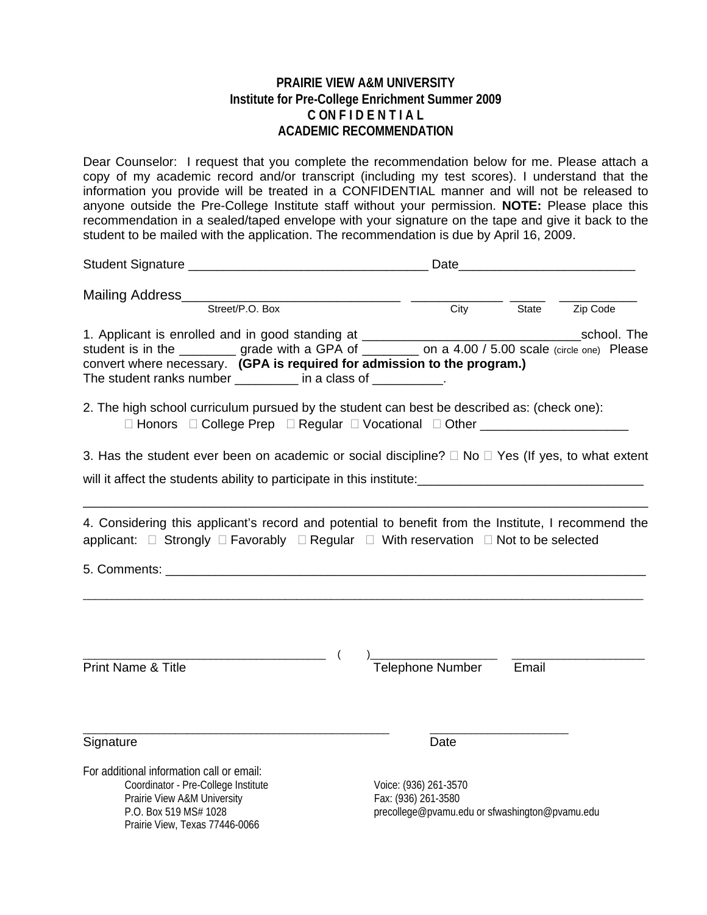**PRAIRIE VIEW A&M UNIVERSITY**
**Institute for Pre-College Enrichment Summer 2009**
**C ON F I D E N T I A L**
**ACADEMIC RECOMMENDATION**

Dear Counselor: I request that you complete the recommendation below for me. Please attach a copy of my academic record and/or transcript (including my test scores). I understand that the information you provide will be treated in a CONFIDENTIAL manner and will not be released to anyone outside the Pre-College Institute staff without your permission. **NOTE:** Please place this recommendation in a sealed/taped envelope with your signature on the tape and give it back to the student to be mailed with the application. The recommendation is due by April 16, 2009.

Student Signature _________________________________ Date________________________

Mailing Address______________________________ ____________ _____ ___________
Street/P.O. Box City State Zip Code

1. Applicant is enrolled and in good standing at ______________________________school. The student is in the ________ grade with a GPA of ________ on a 4.00 / 5.00 scale (circle one) Please convert where necessary. **(GPA is required for admission to the program.)**
The student ranks number _________ in a class of __________.

2. The high school curriculum pursued by the student can best be described as: (check one):
 Honors  College Prep  Regular  Vocational  Other ____________________

3. Has the student ever been on academic or social discipline?  No  Yes (If yes, to what extent will it affect the students ability to participate in this institute:_______________________________

_______________________________________________________________________________

4. Considering this applicant's record and potential to benefit from the Institute, I recommend the applicant:  Strongly  Favorably  Regular  With reservation  Not to be selected

5. Comments: ____________________________________________________________________

_______________________________________________________________________________

____________________________________ ( )__________________ ___________________
Print Name & Title Telephone Number Email

______________________________________________ ____________________
Signature Date

For additional information call or email:
Coordinator - Pre-College Institute
Prairie View A&M University
P.O. Box 519 MS# 1028
Prairie View, Texas 77446-0066

Voice: (936) 261-3570
Fax: (936) 261-3580
precollege@pvamu.edu or sfwashington@pvamu.edu